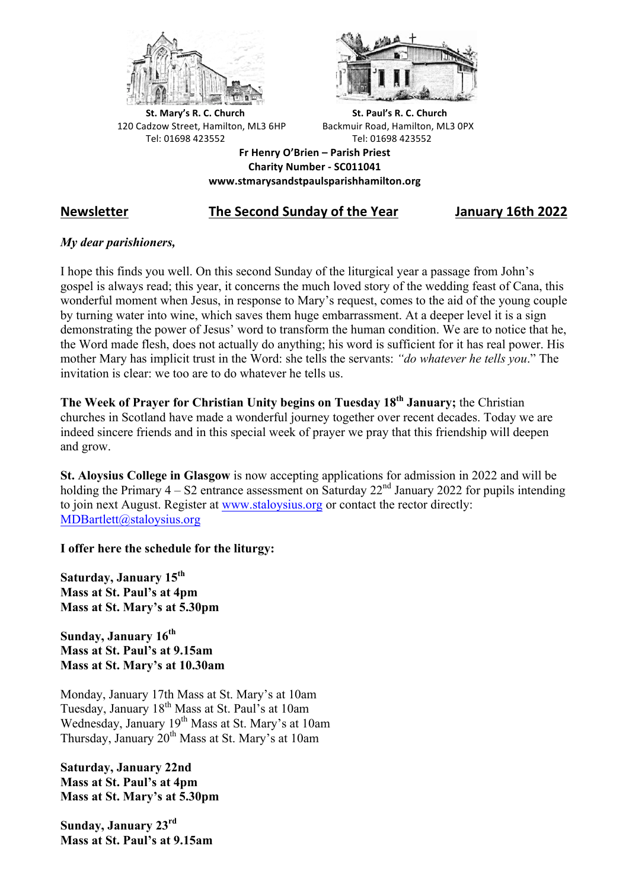**St. Mary's R. C. Church**
120 Cadzow Street, Hamilton, ML3 6HP
Tel: 01698 423552

**St. Paul's R. C. Church**
Backmuir Road, Hamilton, ML3 0PX
Tel: 01698 423552

**Fr Henry O'Brien – Parish Priest**
**Charity Number - SC011041**
**www.stmarysandstpaulsparishhamilton.org**

## Newsletter — The Second Sunday of the Year — January 16th 2022

*My dear parishioners,*

I hope this finds you well. On this second Sunday of the liturgical year a passage from John's gospel is always read; this year, it concerns the much loved story of the wedding feast of Cana, this wonderful moment when Jesus, in response to Mary's request, comes to the aid of the young couple by turning water into wine, which saves them huge embarrassment. At a deeper level it is a sign demonstrating the power of Jesus' word to transform the human condition. We are to notice that he, the Word made flesh, does not actually do anything; his word is sufficient for it has real power. His mother Mary has implicit trust in the Word: she tells the servants: *"do whatever he tells you*." The invitation is clear: we too are to do whatever he tells us.

**The Week of Prayer for Christian Unity begins on Tuesday 18th January;** the Christian churches in Scotland have made a wonderful journey together over recent decades. Today we are indeed sincere friends and in this special week of prayer we pray that this friendship will deepen and grow.

**St. Aloysius College in Glasgow** is now accepting applications for admission in 2022 and will be holding the Primary 4 – S2 entrance assessment on Saturday 22nd January 2022 for pupils intending to join next August. Register at www.staloysius.org or contact the rector directly: MDBartlett@staloysius.org

**I offer here the schedule for the liturgy:**

**Saturday, January 15th**
**Mass at St. Paul's at 4pm**
**Mass at St. Mary's at 5.30pm**

**Sunday, January 16th**
**Mass at St. Paul's at 9.15am**
**Mass at St. Mary's at 10.30am**

Monday, January 17th Mass at St. Mary's at 10am
Tuesday, January 18th Mass at St. Paul's at 10am
Wednesday, January 19th Mass at St. Mary's at 10am
Thursday, January 20th Mass at St. Mary's at 10am

**Saturday, January 22nd**
**Mass at St. Paul's at 4pm**
**Mass at St. Mary's at 5.30pm**

**Sunday, January 23rd**
**Mass at St. Paul's at 9.15am**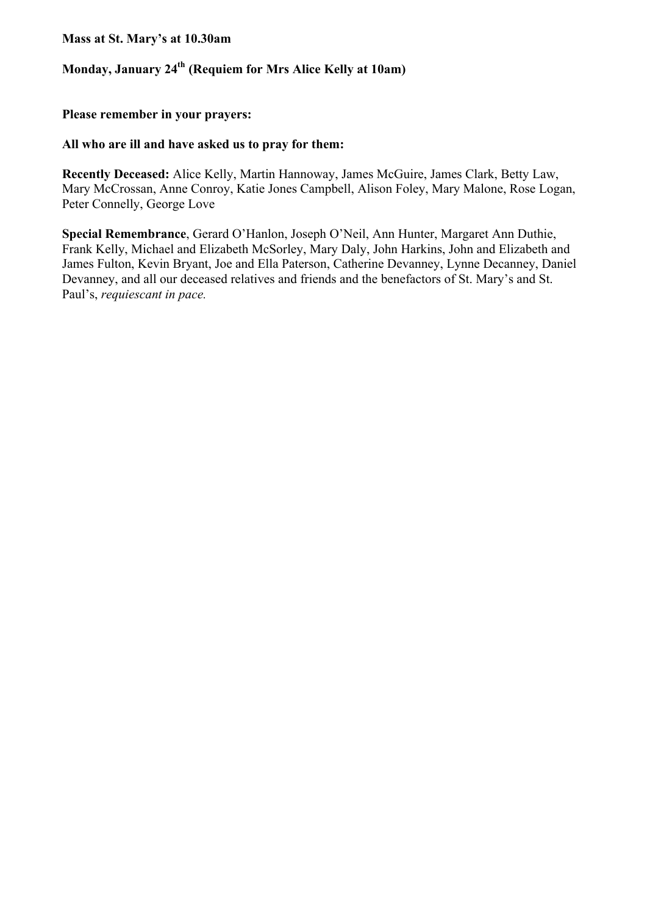**Mass at St. Mary's at 10.30am**

**Monday, January 24th (Requiem for Mrs Alice Kelly at 10am)**

**Please remember in your prayers:**

**All who are ill and have asked us to pray for them:**

**Recently Deceased:** Alice Kelly, Martin Hannoway, James McGuire, James Clark, Betty Law, Mary McCrossan, Anne Conroy, Katie Jones Campbell, Alison Foley, Mary Malone, Rose Logan, Peter Connelly, George Love

**Special Remembrance**, Gerard O'Hanlon, Joseph O'Neil, Ann Hunter, Margaret Ann Duthie, Frank Kelly, Michael and Elizabeth McSorley, Mary Daly, John Harkins, John and Elizabeth and James Fulton, Kevin Bryant, Joe and Ella Paterson, Catherine Devanney, Lynne Decanney, Daniel Devanney, and all our deceased relatives and friends and the benefactors of St. Mary's and St. Paul's, *requiescant in pace.*